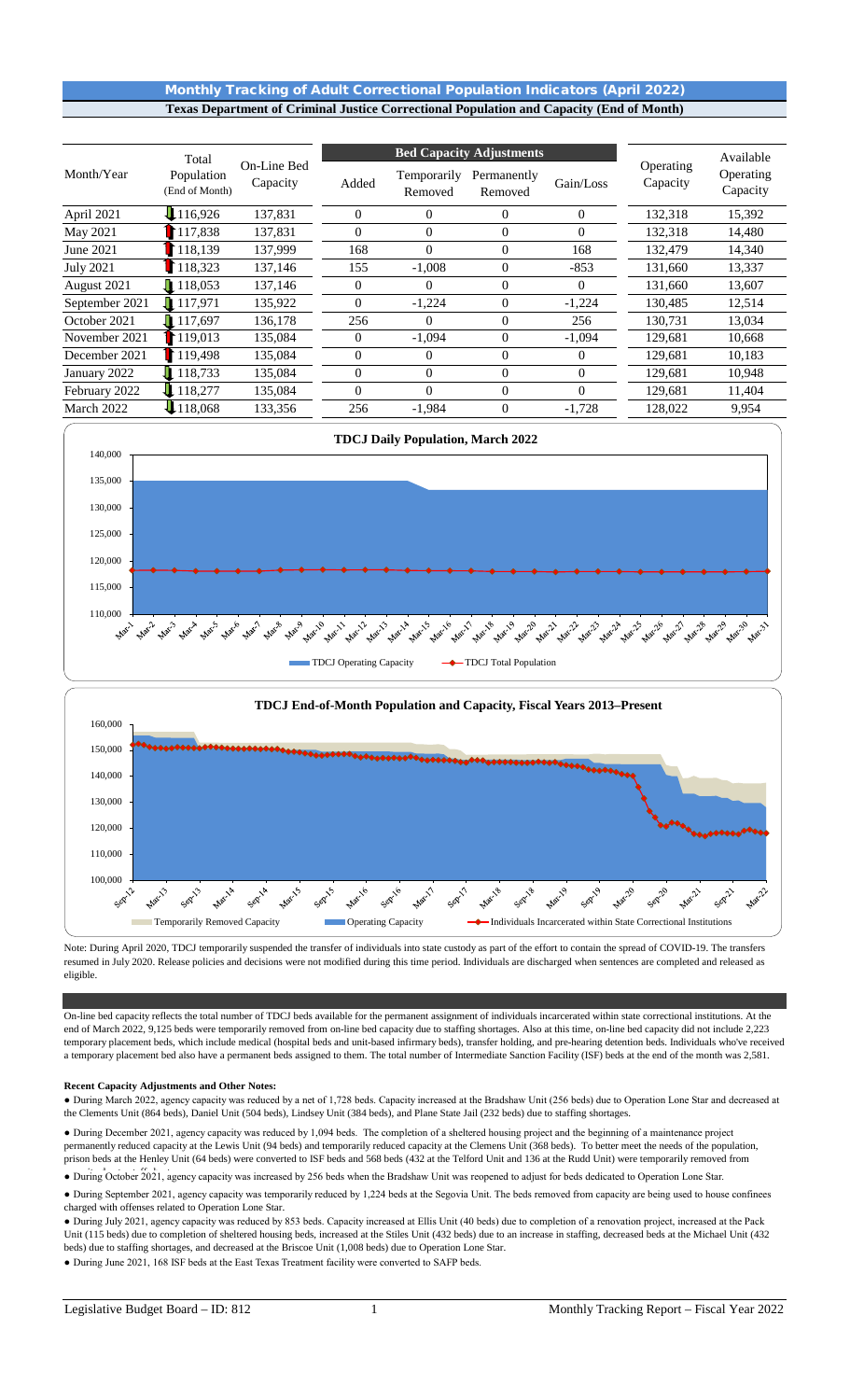## Monthly Tracking of Adult Correctional Population Indicators (April 2022)

**Texas Department of Criminal Justice Correctional Population and Capacity (End of Month)**

| Month/Year | Total Population (End of Month) | On-Line Bed Capacity | Bed Capacity Adjustments | | | | Operating Capacity | Available Operating Capacity |
|---|---|---|---|---|---|---|---|---|
| | | | Added | Temporarily Removed | Permanently Removed | Gain/Loss | | |
| April 2021 | ↓116,926 | 137,831 | 0 | 0 | 0 | 0 | 132,318 | 15,392 |
| May 2021 | ↑117,838 | 137,831 | 0 | 0 | 0 | 0 | 132,318 | 14,480 |
| June 2021 | ↑118,139 | 137,999 | 168 | 0 | 0 | 168 | 132,479 | 14,340 |
| July 2021 | ↑118,323 | 137,146 | 155 | -1,008 | 0 | -853 | 131,660 | 13,337 |
| August 2021 | ↓118,053 | 137,146 | 0 | 0 | 0 | 0 | 131,660 | 13,607 |
| September 2021 | ↓117,971 | 135,922 | 0 | -1,224 | 0 | -1,224 | 130,485 | 12,514 |
| October 2021 | ↓117,697 | 136,178 | 256 | 0 | 0 | 256 | 130,731 | 13,034 |
| November 2021 | ↑119,013 | 135,084 | 0 | -1,094 | 0 | -1,094 | 129,681 | 10,668 |
| December 2021 | ↑119,498 | 135,084 | 0 | 0 | 0 | 0 | 129,681 | 10,183 |
| January 2022 | ↓118,733 | 135,084 | 0 | 0 | 0 | 0 | 129,681 | 10,948 |
| February 2022 | ↓118,277 | 135,084 | 0 | 0 | 0 | 0 | 129,681 | 11,404 |
| March 2022 | ↓118,068 | 133,356 | 256 | -1,984 | 0 | -1,728 | 128,022 | 9,954 |

**TDCJ Daily Population, March 2022**

**TDCJ End-of-Month Population and Capacity, Fiscal Years 2013–Present**

Note: During April 2020, TDCJ temporarily suspended the transfer of individuals into state custody as part of the effort to contain the spread of COVID-19. The transfers resumed in July 2020. Release policies and decisions were not modified during this time period. Individuals are discharged when sentences are completed and released as eligible.

On-line bed capacity reflects the total number of TDCJ beds available for the permanent assignment of individuals incarcerated within state correctional institutions. At the end of March 2022, 9,125 beds were temporarily removed from on-line bed capacity due to staffing shortages. Also at this time, on-line bed capacity did not include 2,223 temporary placement beds, which include medical (hospital beds and unit-based infirmary beds), transfer holding, and pre-hearing detention beds. Individuals who've received a temporary placement bed also have a permanent beds assigned to them. The total number of Intermediate Sanction Facility (ISF) beds at the end of the month was 2,581.

**Recent Capacity Adjustments and Other Notes:**

- During March 2022, agency capacity was reduced by a net of 1,728 beds. Capacity increased at the Bradshaw Unit (256 beds) due to Operation Lone Star and decreased at the Clements Unit (864 beds), Daniel Unit (504 beds), Lindsey Unit (384 beds), and Plane State Jail (232 beds) due to staffing shortages.
- During December 2021, agency capacity was reduced by 1,094 beds. The completion of a sheltered housing project and the beginning of a maintenance project permanently reduced capacity at the Lewis Unit (94 beds) and temporarily reduced capacity at the Clemens Unit (368 beds). To better meet the needs of the population, prison beds at the Henley Unit (64 beds) were converted to ISF beds and 568 beds (432 at the Telford Unit and 136 at the Rudd Unit) were temporarily removed from
- During October 2021, agency capacity was increased by 256 beds when the Bradshaw Unit was reopened to adjust for beds dedicated to Operation Lone Star.
- During September 2021, agency capacity was temporarily reduced by 1,224 beds at the Segovia Unit. The beds removed from capacity are being used to house confinees charged with offenses related to Operation Lone Star.
- During July 2021, agency capacity was reduced by 853 beds. Capacity increased at Ellis Unit (40 beds) due to completion of a renovation project, increased at the Pack Unit (115 beds) due to completion of sheltered housing beds, increased at the Stiles Unit (432 beds) due to an increase in staffing, decreased beds at the Michael Unit (432 beds) due to staffing shortages, and decreased at the Briscoe Unit (1,008 beds) due to Operation Lone Star.
- During June 2021, 168 ISF beds at the East Texas Treatment facility were converted to SAFP beds.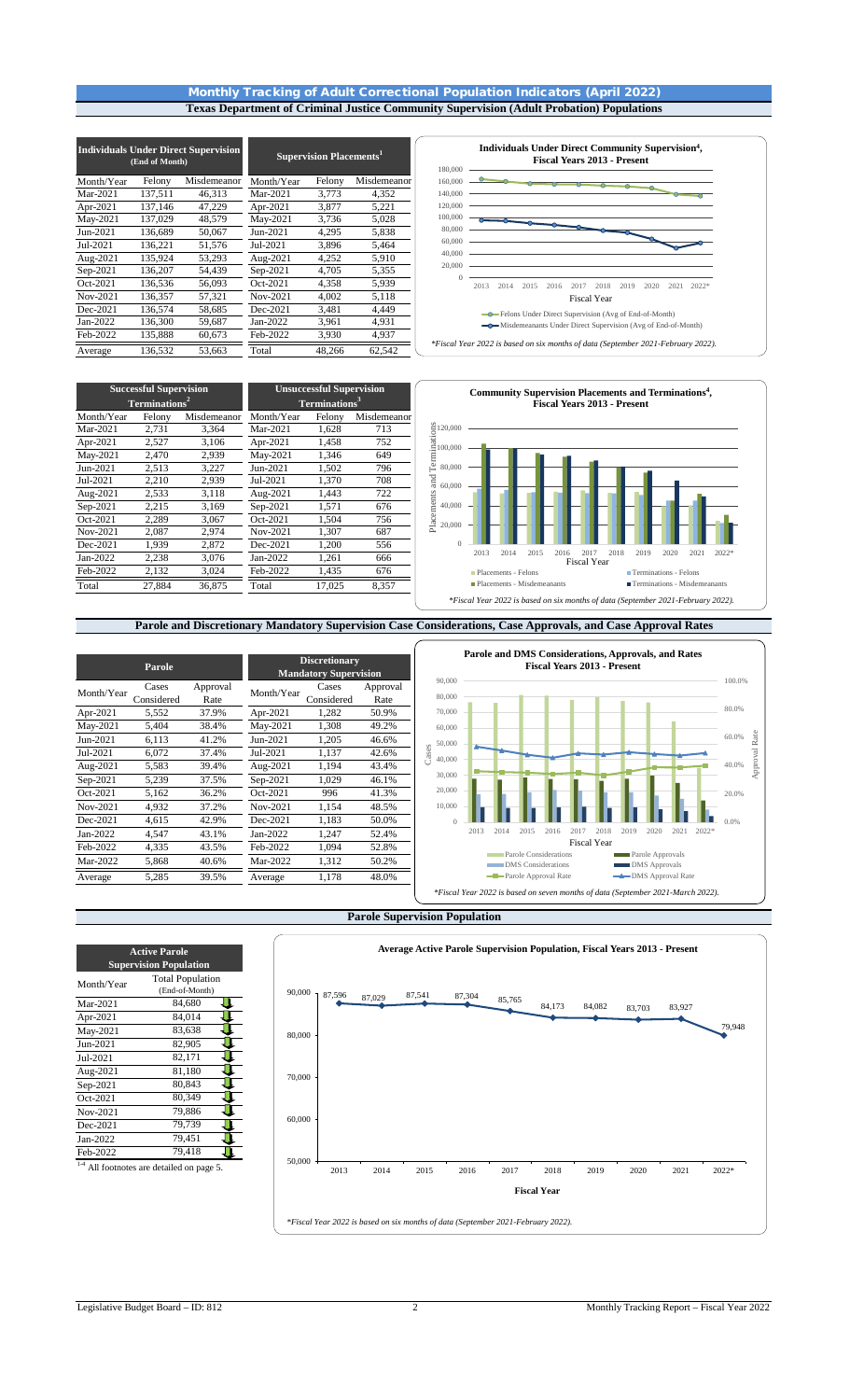# Monthly Tracking of Adult Correctional Population Indicators (April 2022)

## Texas Department of Criminal Justice Community Supervision (Adult Probation) Populations

| Individuals Under Direct Supervision (End of Month) | | |
|---|---|---|
| Month/Year | Felony | Misdemeanor |
| Mar-2021 | 137,511 | 46,313 |
| Apr-2021 | 137,146 | 47,229 |
| May-2021 | 137,029 | 48,579 |
| Jun-2021 | 136,689 | 50,067 |
| Jul-2021 | 136,221 | 51,576 |
| Aug-2021 | 135,924 | 53,293 |
| Sep-2021 | 136,207 | 54,439 |
| Oct-2021 | 136,536 | 56,093 |
| Nov-2021 | 136,357 | 57,321 |
| Dec-2021 | 136,574 | 58,685 |
| Jan-2022 | 136,300 | 59,687 |
| Feb-2022 | 135,888 | 60,673 |
| Average | 136,532 | 53,663 |

| Supervision Placements[1] | | |
|---|---|---|
| Month/Year | Felony | Misdemeanor |
| Mar-2021 | 3,773 | 4,352 |
| Apr-2021 | 3,877 | 5,221 |
| May-2021 | 3,736 | 5,028 |
| Jun-2021 | 4,295 | 5,838 |
| Jul-2021 | 3,896 | 5,464 |
| Aug-2021 | 4,252 | 5,910 |
| Sep-2021 | 4,705 | 5,355 |
| Oct-2021 | 4,358 | 5,939 |
| Nov-2021 | 4,002 | 5,118 |
| Dec-2021 | 3,481 | 4,449 |
| Jan-2022 | 3,961 | 4,931 |
| Feb-2022 | 3,930 | 4,937 |
| Total | 48,266 | 62,542 |

**Individuals Under Direct Community Supervision[4], Fiscal Years 2013 - Present**

*Fiscal Year 2022 is based on six months of data (September 2021-February 2022).*

| Successful Supervision Terminations[2] | | |
|---|---|---|
| Month/Year | Felony | Misdemeanor |
| Mar-2021 | 2,731 | 3,364 |
| Apr-2021 | 2,527 | 3,106 |
| May-2021 | 2,470 | 2,939 |
| Jun-2021 | 2,513 | 3,227 |
| Jul-2021 | 2,210 | 2,939 |
| Aug-2021 | 2,533 | 3,118 |
| Sep-2021 | 2,215 | 3,169 |
| Oct-2021 | 2,289 | 3,067 |
| Nov-2021 | 2,087 | 2,974 |
| Dec-2021 | 1,939 | 2,872 |
| Jan-2022 | 2,238 | 3,076 |
| Feb-2022 | 2,132 | 3,024 |
| Total | 27,884 | 36,875 |

| Unsuccessful Supervision Terminations[3] | | |
|---|---|---|
| Month/Year | Felony | Misdemeanor |
| Mar-2021 | 1,628 | 713 |
| Apr-2021 | 1,458 | 752 |
| May-2021 | 1,346 | 649 |
| Jun-2021 | 1,502 | 796 |
| Jul-2021 | 1,370 | 708 |
| Aug-2021 | 1,443 | 722 |
| Sep-2021 | 1,571 | 676 |
| Oct-2021 | 1,504 | 756 |
| Nov-2021 | 1,307 | 687 |
| Dec-2021 | 1,200 | 556 |
| Jan-2022 | 1,261 | 666 |
| Feb-2022 | 1,435 | 676 |
| Total | 17,025 | 8,357 |

**Community Supervision Placements and Terminations[4], Fiscal Years 2013 - Present**

*Fiscal Year 2022 is based on six months of data (September 2021-February 2022).*

## Parole and Discretionary Mandatory Supervision Case Considerations, Case Approvals, and Case Approval Rates

| Parole | | |
|---|---|---|
| Month/Year | Cases Considered | Approval Rate |
| Apr-2021 | 5,552 | 37.9% |
| May-2021 | 5,404 | 38.4% |
| Jun-2021 | 6,113 | 41.2% |
| Jul-2021 | 6,072 | 37.4% |
| Aug-2021 | 5,583 | 39.4% |
| Sep-2021 | 5,239 | 37.5% |
| Oct-2021 | 5,162 | 36.2% |
| Nov-2021 | 4,932 | 37.2% |
| Dec-2021 | 4,615 | 42.9% |
| Jan-2022 | 4,547 | 43.1% |
| Feb-2022 | 4,335 | 43.5% |
| Mar-2022 | 5,868 | 40.6% |
| Average | 5,285 | 39.5% |

| Discretionary Mandatory Supervision | | |
|---|---|---|
| Month/Year | Cases Considered | Approval Rate |
| Apr-2021 | 1,282 | 50.9% |
| May-2021 | 1,308 | 49.2% |
| Jun-2021 | 1,205 | 46.6% |
| Jul-2021 | 1,137 | 42.6% |
| Aug-2021 | 1,194 | 43.4% |
| Sep-2021 | 1,029 | 46.1% |
| Oct-2021 | 996 | 41.3% |
| Nov-2021 | 1,154 | 48.5% |
| Dec-2021 | 1,183 | 50.0% |
| Jan-2022 | 1,247 | 52.4% |
| Feb-2022 | 1,094 | 52.8% |
| Mar-2022 | 1,312 | 50.2% |
| Average | 1,178 | 48.0% |

**Parole and DMS Considerations, Approvals, and Rates, Fiscal Years 2013 - Present**

*Fiscal Year 2022 is based on seven months of data (September 2021-March 2022).*

## Parole Supervision Population

| Active Parole Supervision Population | |
|---|---|
| Month/Year | Total Population (End-of-Month) |
| Mar-2021 | 84,680 |
| Apr-2021 | 84,014 |
| May-2021 | 83,638 |
| Jun-2021 | 82,905 |
| Jul-2021 | 82,171 |
| Aug-2021 | 81,180 |
| Sep-2021 | 80,843 |
| Oct-2021 | 80,349 |
| Nov-2021 | 79,886 |
| Dec-2021 | 79,739 |
| Jan-2022 | 79,451 |
| Feb-2022 | 79,418 |

[1-4] All footnotes are detailed on page 5.

**Average Active Parole Supervision Population, Fiscal Years 2013 - Present**

| Fiscal Year | 2013 | 2014 | 2015 | 2016 | 2017 | 2018 | 2019 | 2020 | 2021 | 2022* |
|---|---|---|---|---|---|---|---|---|---|---|
| Population | 87,596 | 87,029 | 87,541 | 87,304 | 85,765 | 84,173 | 84,082 | 83,703 | 83,927 | 79,948 |

*Fiscal Year 2022 is based on six months of data (September 2021-February 2022).*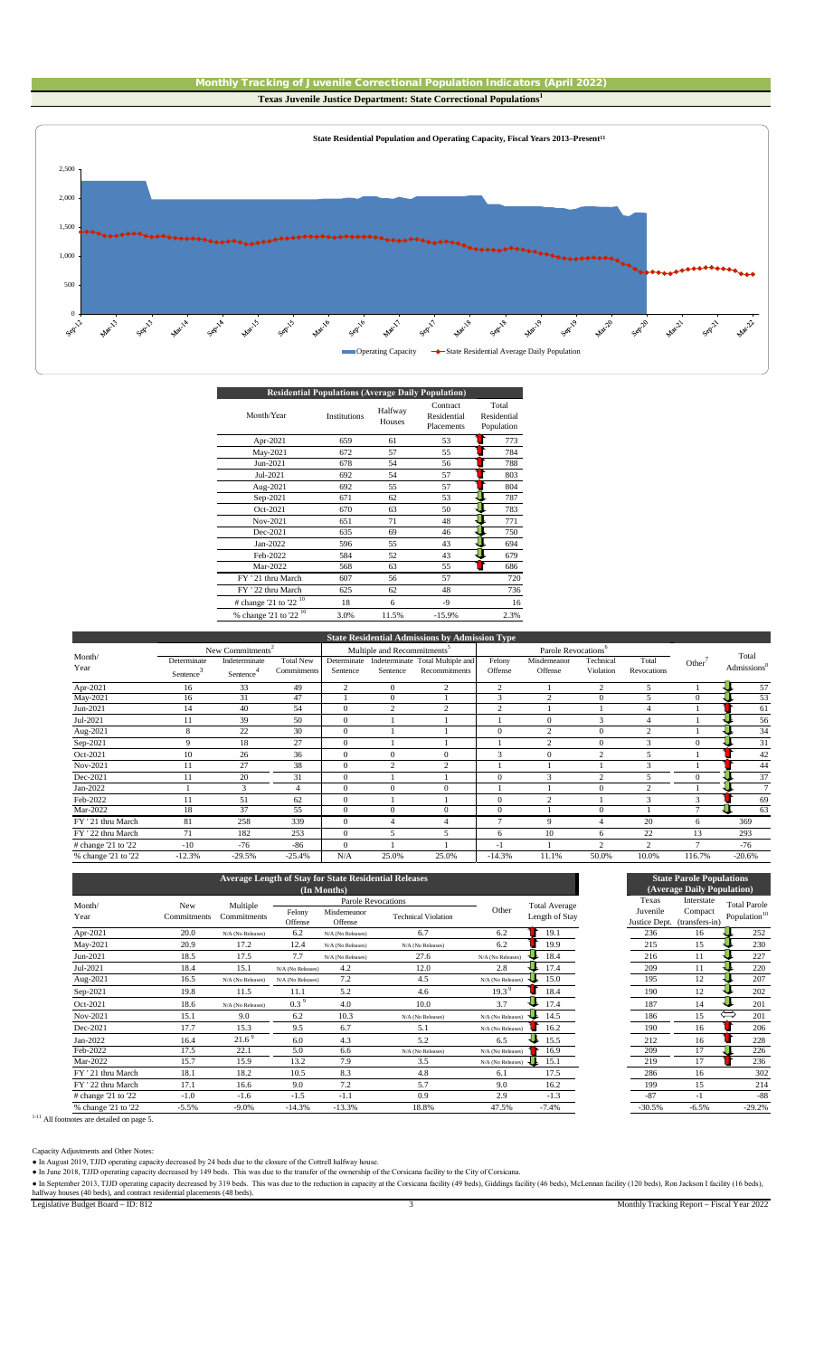## Monthly Tracking of Juvenile Correctional Population Indicators (April 2022)

### Texas Juvenile Justice Department: State Correctional Populations[1]

**State Residential Population and Operating Capacity, Fiscal Years 2013–Present[11]**

Legend: Operating Capacity; State Residential Average Daily Population

| Residential Populations (Average Daily Population) | | | | |
|---|---|---|---|---|
| Month/Year | Institutions | Halfway Houses | Contract Residential Placements | Total Residential Population |
| Apr-2021 | 659 | 61 | 53 | 773 |
| May-2021 | 672 | 57 | 55 | 784 |
| Jun-2021 | 678 | 54 | 56 | 788 |
| Jul-2021 | 692 | 54 | 57 | 803 |
| Aug-2021 | 692 | 55 | 57 | 804 |
| Sep-2021 | 671 | 62 | 53 | 787 |
| Oct-2021 | 670 | 63 | 50 | 783 |
| Nov-2021 | 651 | 71 | 48 | 771 |
| Dec-2021 | 635 | 69 | 46 | 750 |
| Jan-2022 | 596 | 55 | 43 | 694 |
| Feb-2022 | 584 | 52 | 43 | 679 |
| Mar-2022 | 568 | 63 | 55 | 686 |
| FY '21 thru March | 607 | 56 | 57 | 720 |
| FY '22 thru March | 625 | 62 | 48 | 736 |
| # change '21 to '22 [10] | 18 | 6 | -9 | 16 |
| % change '21 to '22 [10] | 3.0% | 11.5% | -15.9% | 2.3% |

| State Residential Admissions by Admission Type | | | | | | | | | | | | |
|---|---|---|---|---|---|---|---|---|---|---|---|---|
| Month/ Year | New Commitments[2] | | | Multiple and Recommitments[5] | | | Parole Revocations[6] | | | | Other[7] | Total Admissions[8] |
| | Determinate Sentence[3] | Indeterminate Sentence[4] | Total New Commitments | Determinate Sentence | Indeterminate Sentence | Total Multiple and Recommitments | Felony Offense | Misdemeanor Offense | Technical Violation | Total Revocations | | |
| Apr-2021 | 16 | 33 | 49 | 2 | 0 | 2 | 2 | 1 | 2 | 5 | 1 | 57 |
| May-2021 | 16 | 31 | 47 | 1 | 0 | 1 | 3 | 2 | 0 | 5 | 0 | 53 |
| Jun-2021 | 14 | 40 | 54 | 0 | 2 | 2 | 2 | 1 | 1 | 4 | 1 | 61 |
| Jul-2021 | 11 | 39 | 50 | 0 | 1 | 1 | 1 | 0 | 3 | 4 | 1 | 56 |
| Aug-2021 | 8 | 22 | 30 | 0 | 1 | 1 | 0 | 2 | 0 | 2 | 1 | 34 |
| Sep-2021 | 9 | 18 | 27 | 0 | 1 | 1 | 1 | 2 | 0 | 3 | 0 | 31 |
| Oct-2021 | 10 | 26 | 36 | 0 | 0 | 0 | 3 | 0 | 2 | 5 | 1 | 42 |
| Nov-2021 | 11 | 27 | 38 | 0 | 2 | 2 | 1 | 1 | 1 | 3 | 1 | 44 |
| Dec-2021 | 11 | 20 | 31 | 0 | 1 | 1 | 0 | 3 | 2 | 5 | 0 | 37 |
| Jan-2022 | 1 | 3 | 4 | 0 | 0 | 0 | 1 | 1 | 0 | 2 | 1 | 7 |
| Feb-2022 | 11 | 51 | 62 | 0 | 1 | 1 | 0 | 2 | 1 | 3 | 3 | 69 |
| Mar-2022 | 18 | 37 | 55 | 0 | 0 | 0 | 0 | 1 | 0 | 1 | 7 | 63 |
| FY '21 thru March | 81 | 258 | 339 | 0 | 4 | 4 | 7 | 9 | 4 | 20 | 6 | 369 |
| FY '22 thru March | 71 | 182 | 253 | 0 | 5 | 5 | 6 | 10 | 6 | 22 | 13 | 293 |
| # change '21 to '22 | -10 | -76 | -86 | 0 | 1 | 1 | -1 | 1 | 2 | 2 | 7 | -76 |
| % change '21 to '22 | -12.3% | -29.5% | -25.4% | N/A | 25.0% | 25.0% | -14.3% | 11.1% | 50.0% | 10.0% | 116.7% | -20.6% |

| Average Length of Stay for State Residential Releases (In Months) | | | | | | | |
|---|---|---|---|---|---|---|---|
| Month/ Year | New Commitments | Multiple Commitments | Parole Revocations | | | Other | Total Average Length of Stay |
| | | | Felony Offense | Misdemeanor Offense | Technical Violation | | |
| Apr-2021 | 20.0 | N/A (No Releases) | 6.2 | N/A (No Releases) | 6.7 | 6.2 | 19.1 |
| May-2021 | 20.9 | 17.2 | 12.4 | N/A (No Releases) | N/A (No Releases) | 6.2 | 19.9 |
| Jun-2021 | 18.5 | 17.5 | 7.7 | N/A (No Releases) | 27.6 | N/A (No Releases) | 18.4 |
| Jul-2021 | 18.4 | 15.1 | N/A (No Releases) | 4.2 | 12.0 | 2.8 | 17.4 |
| Aug-2021 | 16.5 | N/A (No Releases) | N/A (No Releases) | 7.2 | 4.5 | N/A (No Releases) | 15.0 |
| Sep-2021 | 19.8 | 11.5 | 11.1 | 5.2 | 4.6 | 19.3[9] | 18.4 |
| Oct-2021 | 18.6 | N/A (No Releases) | 0.3[9] | 4.0 | 10.0 | 3.7 | 17.4 |
| Nov-2021 | 15.1 | 9.0 | 6.2 | 10.3 | N/A (No Releases) | N/A (No Releases) | 14.5 |
| Dec-2021 | 17.7 | 15.3 | 9.5 | 6.7 | 5.1 | N/A (No Releases) | 16.2 |
| Jan-2022 | 16.4 | 21.6[9] | 6.0 | 4.3 | 5.2 | 6.5 | 15.5 |
| Feb-2022 | 17.5 | 22.1 | 5.0 | 6.6 | N/A (No Releases) | N/A (No Releases) | 16.9 |
| Mar-2022 | 15.7 | 15.9 | 13.2 | 7.9 | 3.5 | N/A (No Releases) | 15.1 |
| FY '21 thru March | 18.1 | 18.2 | 10.5 | 8.3 | 4.8 | 6.1 | 17.5 |
| FY '22 thru March | 17.1 | 16.6 | 9.0 | 7.2 | 5.7 | 9.0 | 16.2 |
| # change '21 to '22 | -1.0 | -1.6 | -1.5 | -1.1 | 0.9 | 2.9 | -1.3 |
| % change '21 to '22 | -5.5% | -9.0% | -14.3% | -13.3% | 18.8% | 47.5% | -7.4% |

| State Parole Populations (Average Daily Population) | | | |
|---|---|---|---|
| Month/ Year | Texas Juvenile Justice Dept. | Interstate Compact (transfers-in) | Total Parole Population[10] |
| Apr-2021 | 236 | 16 | 252 |
| May-2021 | 215 | 15 | 230 |
| Jun-2021 | 216 | 11 | 227 |
| Jul-2021 | 209 | 11 | 220 |
| Aug-2021 | 195 | 12 | 207 |
| Sep-2021 | 190 | 12 | 202 |
| Oct-2021 | 187 | 14 | 201 |
| Nov-2021 | 186 | 15 | 201 |
| Dec-2021 | 190 | 16 | 206 |
| Jan-2022 | 212 | 16 | 228 |
| Feb-2022 | 209 | 17 | 226 |
| Mar-2022 | 219 | 17 | 236 |
| FY '21 thru March | 286 | 16 | 302 |
| FY '22 thru March | 199 | 15 | 214 |
| # change '21 to '22 | -87 | -1 | -88 |
| % change '21 to '22 | -30.5% | -6.5% | -29.2% |

1-11 All footnotes are detailed on page 5.

Capacity Adjustments and Other Notes:

- In August 2019, TJJD operating capacity decreased by 24 beds due to the closure of the Cottrell halfway house.
- In June 2018, TJJD operating capacity decreased by 149 beds. This was due to the transfer of the ownership of the Corsicana facility to the City of Corsicana.
- In September 2013, TJJD operating capacity decreased by 319 beds. This was due to the reduction in capacity at the Corsicana facility (49 beds), Giddings facility (46 beds), McLennan facility (120 beds), Ron Jackson I facility (16 beds), halfway houses (40 beds), and contract residential placements (48 beds).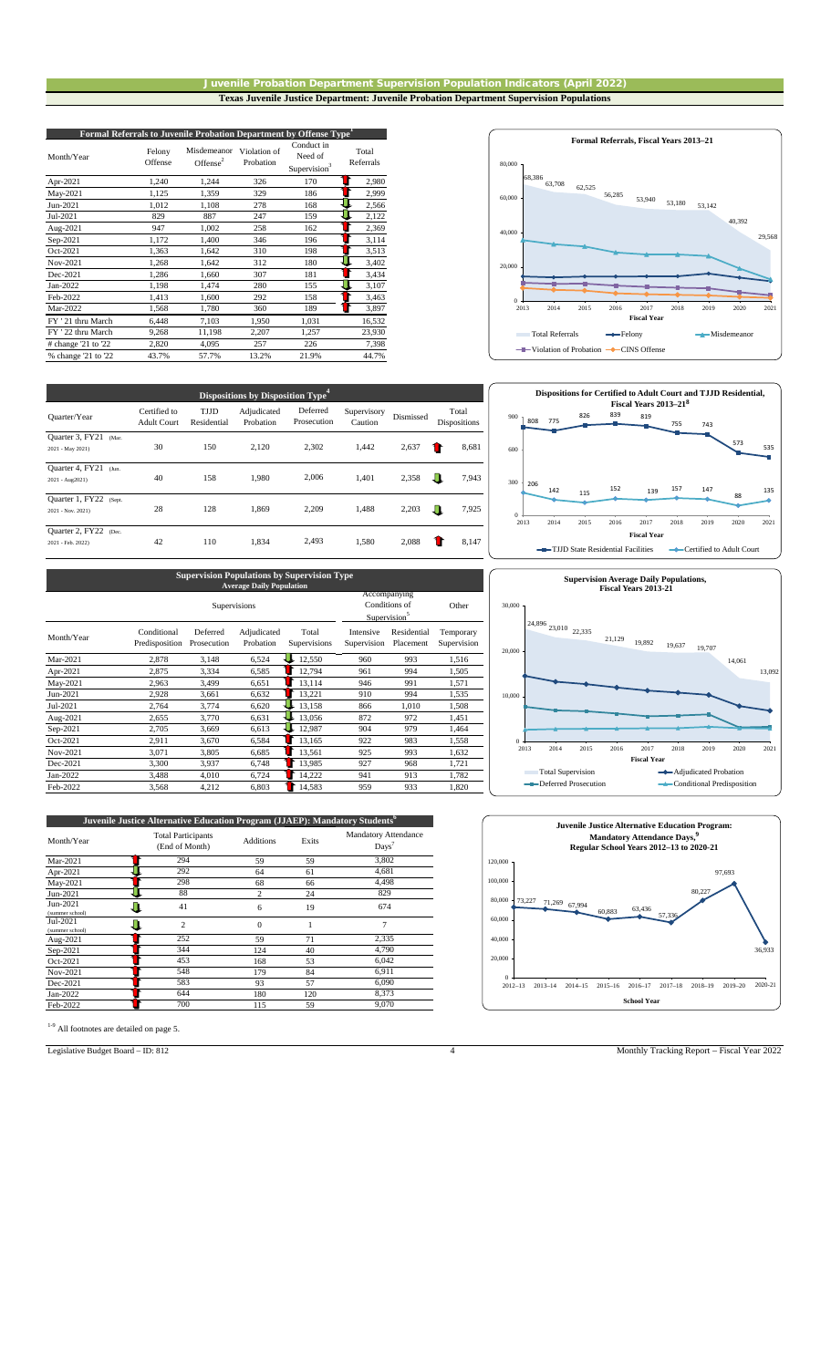# Juvenile Probation Department Supervision Population Indicators (April 2022)

## Texas Juvenile Justice Department: Juvenile Probation Department Supervision Populations

**Formal Referrals to Juvenile Probation Department by Offense Type[1]**

| Month/Year | Felony Offense | Misdemeanor Offense[2] | Violation of Probation | Conduct in Need of Supervision[3] | Total Referrals |
|---|---|---|---|---|---|
| Apr-2021 | 1,240 | 1,244 | 326 | 170 | 2,980 |
| May-2021 | 1,125 | 1,359 | 329 | 186 | 2,999 |
| Jun-2021 | 1,012 | 1,108 | 278 | 168 | 2,566 |
| Jul-2021 | 829 | 887 | 247 | 159 | 2,122 |
| Aug-2021 | 947 | 1,002 | 258 | 162 | 2,369 |
| Sep-2021 | 1,172 | 1,400 | 346 | 196 | 3,114 |
| Oct-2021 | 1,363 | 1,642 | 310 | 198 | 3,513 |
| Nov-2021 | 1,268 | 1,642 | 312 | 180 | 3,402 |
| Dec-2021 | 1,286 | 1,660 | 307 | 181 | 3,434 |
| Jan-2022 | 1,198 | 1,474 | 280 | 155 | 3,107 |
| Feb-2022 | 1,413 | 1,600 | 292 | 158 | 3,463 |
| Mar-2022 | 1,568 | 1,780 | 360 | 189 | 3,897 |
| FY '21 thru March | 6,448 | 7,103 | 1,950 | 1,031 | 16,532 |
| FY '22 thru March | 9,268 | 11,198 | 2,207 | 1,257 | 23,930 |
| # change '21 to '22 | 2,820 | 4,095 | 257 | 226 | 7,398 |
| % change '21 to '22 | 43.7% | 57.7% | 13.2% | 21.9% | 44.7% |

**Formal Referrals, Fiscal Years 2013–21**

| Fiscal Year | 2013 | 2014 | 2015 | 2016 | 2017 | 2018 | 2019 | 2020 | 2021 |
|---|---|---|---|---|---|---|---|---|---|
| Total Referrals | 68,386 | 63,708 | 62,525 | 56,285 | 53,940 | 53,180 | 53,142 | 40,392 | 29,568 |

Total Referrals; Felony; Misdemeanor; Violation of Probation; CINS Offense

**Dispositions by Disposition Type[4]**

| Quarter/Year | Certified to Adult Court | TJJD Residential | Adjudicated Probation | Deferred Prosecution | Supervisory Caution | Dismissed | Total Dispositions |
|---|---|---|---|---|---|---|---|
| Quarter 3, FY21 (Mar. 2021 - May 2021) | 30 | 150 | 2,120 | 2,302 | 1,442 | 2,637 | 8,681 |
| Quarter 4, FY21 (Jun. 2021 - Aug2021) | 40 | 158 | 1,980 | 2,006 | 1,401 | 2,358 | 7,943 |
| Quarter 1, FY22 (Sept. 2021 - Nov. 2021) | 28 | 128 | 1,869 | 2,209 | 1,488 | 2,203 | 7,925 |
| Quarter 2, FY22 (Dec. 2021 - Feb. 2022) | 42 | 110 | 1,834 | 2,493 | 1,580 | 2,088 | 8,147 |

**Dispositions for Certified to Adult Court and TJJD Residential, Fiscal Years 2013–21[8]**

| Fiscal Year | 2013 | 2014 | 2015 | 2016 | 2017 | 2018 | 2019 | 2020 | 2021 |
|---|---|---|---|---|---|---|---|---|---|
| TJJD State Residential Facilities | 808 | 775 | 826 | 839 | 819 | 755 | 743 | 573 | 535 |
| Certified to Adult Court | 206 | 142 | 115 | 152 | 139 | 157 | 147 | 88 | 135 |

**Supervision Populations by Supervision Type**
**Average Daily Population**

| | Supervisions | | | | Accompanying Conditions of Supervision[5] | | Other |
|---|---|---|---|---|---|---|---|
| Month/Year | Conditional Predisposition | Deferred Prosecution | Adjudicated Probation | Total Supervisions | Intensive Supervision | Residential Placement | Temporary Supervision |
| Mar-2021 | 2,878 | 3,148 | 6,524 | 12,550 | 960 | 993 | 1,516 |
| Apr-2021 | 2,875 | 3,334 | 6,585 | 12,794 | 961 | 994 | 1,505 |
| May-2021 | 2,963 | 3,499 | 6,651 | 13,114 | 946 | 991 | 1,571 |
| Jun-2021 | 2,928 | 3,661 | 6,632 | 13,221 | 910 | 994 | 1,535 |
| Jul-2021 | 2,764 | 3,774 | 6,620 | 13,158 | 866 | 1,010 | 1,508 |
| Aug-2021 | 2,655 | 3,770 | 6,631 | 13,056 | 872 | 972 | 1,451 |
| Sep-2021 | 2,705 | 3,669 | 6,613 | 12,987 | 904 | 979 | 1,464 |
| Oct-2021 | 2,911 | 3,670 | 6,584 | 13,165 | 922 | 983 | 1,558 |
| Nov-2021 | 3,071 | 3,805 | 6,685 | 13,561 | 925 | 993 | 1,632 |
| Dec-2021 | 3,300 | 3,937 | 6,748 | 13,985 | 927 | 968 | 1,721 |
| Jan-2022 | 3,488 | 4,010 | 6,724 | 14,222 | 941 | 913 | 1,782 |
| Feb-2022 | 3,568 | 4,212 | 6,803 | 14,583 | 959 | 933 | 1,820 |

**Supervision Average Daily Populations, Fiscal Years 2013-21**

| Fiscal Year | 2013 | 2014 | 2015 | 2016 | 2017 | 2018 | 2019 | 2020 | 2021 |
|---|---|---|---|---|---|---|---|---|---|
| Total Supervision | 24,896 | 23,010 | 22,335 | 21,129 | 19,892 | 19,637 | 19,707 | 14,061 | 13,092 |

Total Supervision; Adjudicated Probation; Deferred Prosecution; Conditional Predisposition

**Juvenile Justice Alternative Education Program (JJAEP): Mandatory Students[6]**

| Month/Year | Total Participants (End of Month) | Additions | Exits | Mandatory Attendance Days[7] |
|---|---|---|---|---|
| Mar-2021 | 294 | 59 | 59 | 3,802 |
| Apr-2021 | 292 | 64 | 61 | 4,681 |
| May-2021 | 298 | 68 | 66 | 4,498 |
| Jun-2021 | 88 | 2 | 24 | 829 |
| Jun-2021 (summer school) | 41 | 6 | 19 | 674 |
| Jul-2021 (summer school) | 2 | 0 | 1 | 7 |
| Aug-2021 | 252 | 59 | 71 | 2,335 |
| Sep-2021 | 344 | 124 | 40 | 4,790 |
| Oct-2021 | 453 | 168 | 53 | 6,042 |
| Nov-2021 | 548 | 179 | 84 | 6,911 |
| Dec-2021 | 583 | 93 | 57 | 6,090 |
| Jan-2022 | 644 | 180 | 120 | 8,373 |
| Feb-2022 | 700 | 115 | 59 | 9,070 |

**Juvenile Justice Alternative Education Program: Mandatory Attendance Days,[9] Regular School Years 2012–13 to 2020-21**

| School Year | 2012–13 | 2013–14 | 2014–15 | 2015–16 | 2016–17 | 2017–18 | 2018–19 | 2019–20 | 2020-21 |
|---|---|---|---|---|---|---|---|---|---|
| Mandatory Attendance Days | 73,227 | 71,269 | 67,994 | 60,883 | 63,436 | 57,336 | 80,227 | 97,693 | 36,933 |

[1-9] All footnotes are detailed on page 5.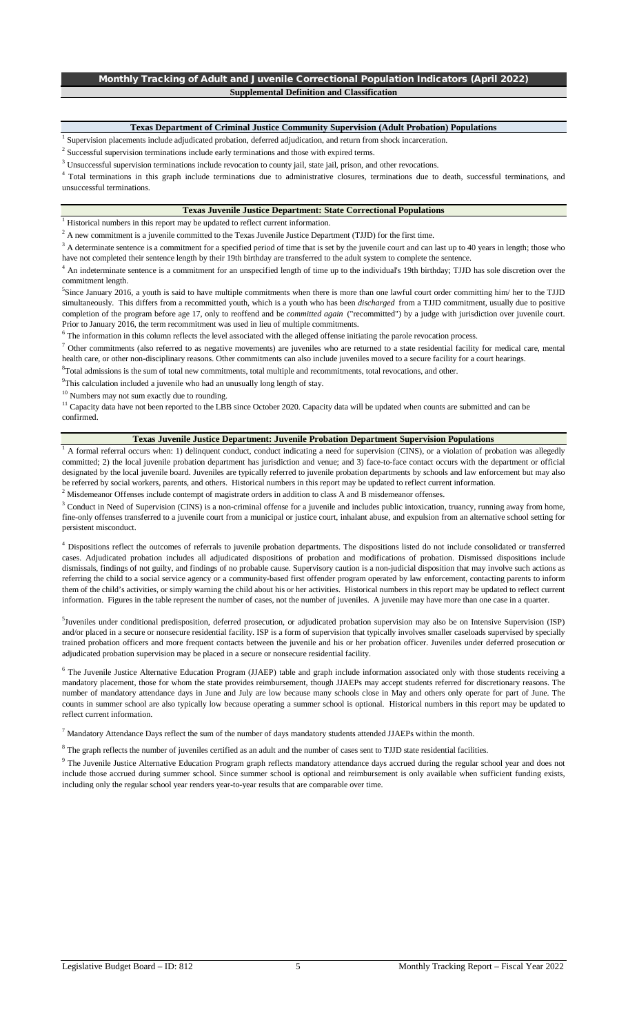## Monthly Tracking of Adult and Juvenile Correctional Population Indicators (April 2022)

### Supplemental Definition and Classification

#### Texas Department of Criminal Justice Community Supervision (Adult Probation) Populations

[1] Supervision placements include adjudicated probation, deferred adjudication, and return from shock incarceration.

[2] Successful supervision terminations include early terminations and those with expired terms.

[3] Unsuccessful supervision terminations include revocation to county jail, state jail, prison, and other revocations.

[4] Total terminations in this graph include terminations due to administrative closures, terminations due to death, successful terminations, and unsuccessful terminations.

#### Texas Juvenile Justice Department: State Correctional Populations

[1] Historical numbers in this report may be updated to reflect current information.

[2] A new commitment is a juvenile committed to the Texas Juvenile Justice Department (TJJD) for the first time.

[3] A determinate sentence is a commitment for a specified period of time that is set by the juvenile court and can last up to 40 years in length; those who have not completed their sentence length by their 19th birthday are transferred to the adult system to complete the sentence.

[4] An indeterminate sentence is a commitment for an unspecified length of time up to the individual's 19th birthday; TJJD has sole discretion over the commitment length.

[5] Since January 2016, a youth is said to have multiple commitments when there is more than one lawful court order committing him/ her to the TJJD simultaneously. This differs from a recommitted youth, which is a youth who has been *discharged* from a TJJD commitment, usually due to positive completion of the program before age 17, only to reoffend and be *committed again* ("recommitted") by a judge with jurisdiction over juvenile court. Prior to January 2016, the term recommitment was used in lieu of multiple commitments.

[6] The information in this column reflects the level associated with the alleged offense initiating the parole revocation process.

[7] Other commitments (also referred to as negative movements) are juveniles who are returned to a state residential facility for medical care, mental health care, or other non-disciplinary reasons. Other commitments can also include juveniles moved to a secure facility for a court hearings.

[8] Total admissions is the sum of total new commitments, total multiple and recommitments, total revocations, and other.

[9] This calculation included a juvenile who had an unusually long length of stay.

[10] Numbers may not sum exactly due to rounding.

[11] Capacity data have not been reported to the LBB since October 2020. Capacity data will be updated when counts are submitted and can be confirmed.

#### Texas Juvenile Justice Department: Juvenile Probation Department Supervision Populations

[1] A formal referral occurs when: 1) delinquent conduct, conduct indicating a need for supervision (CINS), or a violation of probation was allegedly committed; 2) the local juvenile probation department has jurisdiction and venue; and 3) face-to-face contact occurs with the department or official designated by the local juvenile board. Juveniles are typically referred to juvenile probation departments by schools and law enforcement but may also be referred by social workers, parents, and others. Historical numbers in this report may be updated to reflect current information.

[2] Misdemeanor Offenses include contempt of magistrate orders in addition to class A and B misdemeanor offenses.

[3] Conduct in Need of Supervision (CINS) is a non-criminal offense for a juvenile and includes public intoxication, truancy, running away from home, fine-only offenses transferred to a juvenile court from a municipal or justice court, inhalant abuse, and expulsion from an alternative school setting for persistent misconduct.

[4] Dispositions reflect the outcomes of referrals to juvenile probation departments. The dispositions listed do not include consolidated or transferred cases. Adjudicated probation includes all adjudicated dispositions of probation and modifications of probation. Dismissed dispositions include dismissals, findings of not guilty, and findings of no probable cause. Supervisory caution is a non-judicial disposition that may involve such actions as referring the child to a social service agency or a community-based first offender program operated by law enforcement, contacting parents to inform them of the child's activities, or simply warning the child about his or her activities. Historical numbers in this report may be updated to reflect current information. Figures in the table represent the number of cases, not the number of juveniles. A juvenile may have more than one case in a quarter.

[5] Juveniles under conditional predisposition, deferred prosecution, or adjudicated probation supervision may also be on Intensive Supervision (ISP) and/or placed in a secure or nonsecure residential facility. ISP is a form of supervision that typically involves smaller caseloads supervised by specially trained probation officers and more frequent contacts between the juvenile and his or her probation officer. Juveniles under deferred prosecution or adjudicated probation supervision may be placed in a secure or nonsecure residential facility.

[6] The Juvenile Justice Alternative Education Program (JJAEP) table and graph include information associated only with those students receiving a mandatory placement, those for whom the state provides reimbursement, though JJAEPs may accept students referred for discretionary reasons. The number of mandatory attendance days in June and July are low because many schools close in May and others only operate for part of June. The counts in summer school are also typically low because operating a summer school is optional. Historical numbers in this report may be updated to reflect current information.

[7] Mandatory Attendance Days reflect the sum of the number of days mandatory students attended JJAEPs within the month.

[8] The graph reflects the number of juveniles certified as an adult and the number of cases sent to TJJD state residential facilities.

[9] The Juvenile Justice Alternative Education Program graph reflects mandatory attendance days accrued during the regular school year and does not include those accrued during summer school. Since summer school is optional and reimbursement is only available when sufficient funding exists, including only the regular school year renders year-to-year results that are comparable over time.